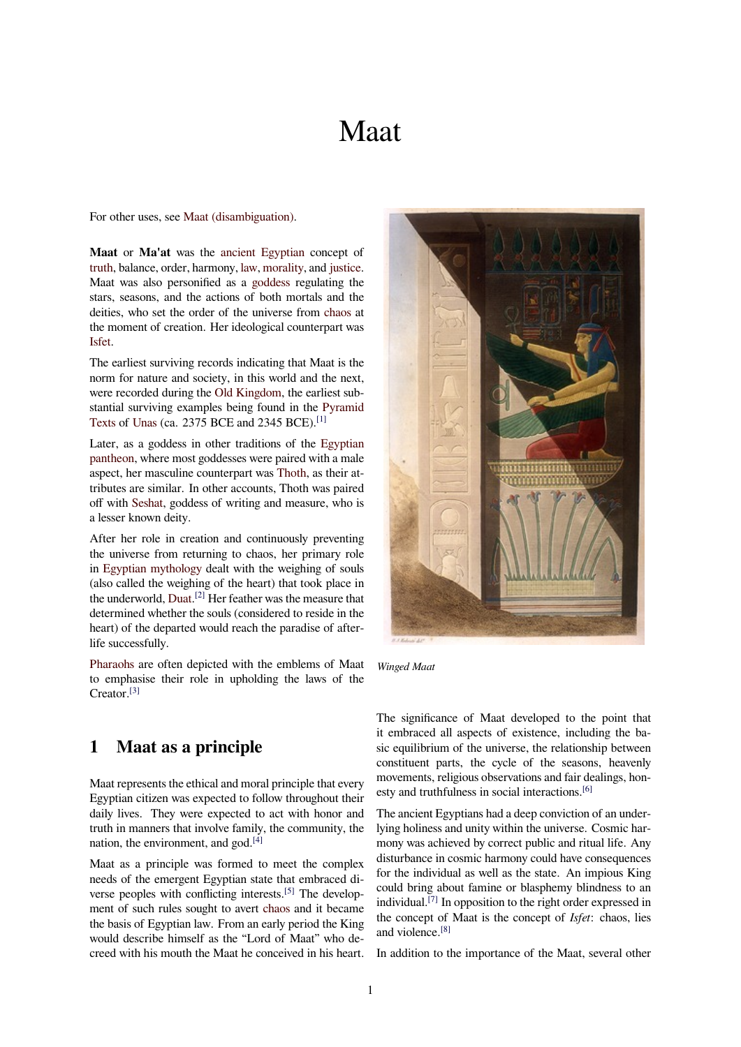# Maat

For other uses, see Maat (disambiguation).

**Maat** or **Ma'at** was the ancient Egyptian concept of truth, balance, order, harmony, law, morality, and justice. Maat was also personified as a goddess regulating the stars, seasons, and the actions of both mortals and the deities, who set the order of the universe from chaos at the moment of creation. Her ideological counterpart was Isfet.

The earliest surviving records indicating that Maat is the norm for nature and society, in this world and the next, were recorded during the Old Kingdom, the earliest substantial surviving examples being found in the Pyramid Texts of Unas (ca. 2375 BCE and 2345 BCE).[1]

Later, as a goddess in other traditions of the Egyptian pantheon, where most goddesses were paired with a male aspect, her masculine counterpart was Thoth, as their attributes are similar. In other accounts, Thoth was paired off with Seshat, goddess of writing and measure, who is a lesser known deity.

After her role in creation and continuously preventing the universe from returning to chaos, her primary role in Egyptian mythology dealt with the weighing of souls (also called the weighing of the heart) that took place in the underworld, Duat.[2] Her feather was the measure that determined whether the souls (considered to reside in the heart) of the departed would reach the paradise of afterlife successfully.

Pharaohs are often depicted with the emblems of Maat to emphasise their role in upholding the laws of the Creator.[3]

*Winged Maat*

## 1 Maat as a principle

Maat represents the ethical and moral principle that every Egyptian citizen was expected to follow throughout their daily lives. They were expected to act with honor and truth in manners that involve family, the community, the nation, the environment, and god.[4]

Maat as a principle was formed to meet the complex needs of the emergent Egyptian state that embraced diverse peoples with conflicting interests.[5] The development of such rules sought to avert chaos and it became the basis of Egyptian law. From an early period the King would describe himself as the "Lord of Maat" who decreed with his mouth the Maat he conceived in his heart.

The significance of Maat developed to the point that it embraced all aspects of existence, including the basic equilibrium of the universe, the relationship between constituent parts, the cycle of the seasons, heavenly movements, religious observations and fair dealings, honesty and truthfulness in social interactions.[6]

The ancient Egyptians had a deep conviction of an underlying holiness and unity within the universe. Cosmic harmony was achieved by correct public and ritual life. Any disturbance in cosmic harmony could have consequences for the individual as well as the state. An impious King could bring about famine or blasphemy blindness to an individual.[7] In opposition to the right order expressed in the concept of Maat is the concept of *Isfet*: chaos, lies and violence.[8]

In addition to the importance of the Maat, several other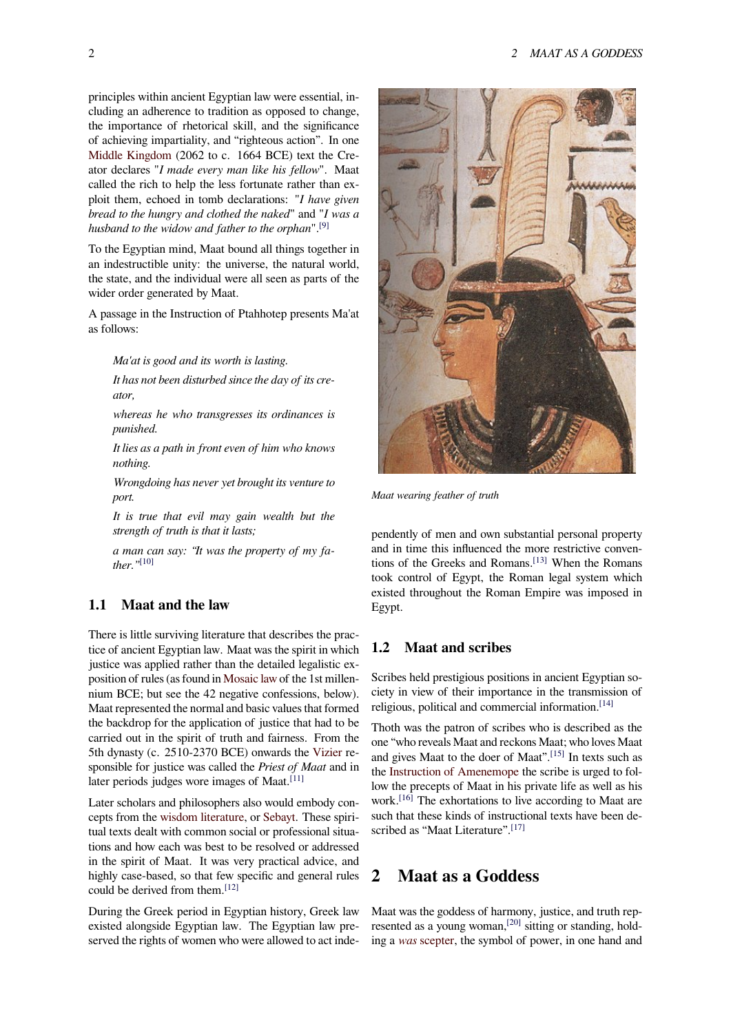principles within ancient Egyptian law were essential, including an adherence to tradition as opposed to change, the importance of rhetorical skill, and the significance of achieving impartiality, and "righteous action". In one Middle Kingdom (2062 to c. 1664 BCE) text the Creator declares "*I made every man like his fellow*". Maat called the rich to help the less fortunate rather than exploit them, echoed in tomb declarations: "*I have given bread to the hungry and clothed the naked*" and "*I was a husband to the widow and father to the orphan*".[9]

To the Egyptian mind, Maat bound all things together in an indestructible unity: the universe, the natural world, the state, and the individual were all seen as parts of the wider order generated by Maat.

A passage in the Instruction of Ptahhotep presents Ma'at as follows:

> *Ma'at is good and its worth is lasting.*
>
> *It has not been disturbed since the day of its creator,*
>
> *whereas he who transgresses its ordinances is punished.*
>
> *It lies as a path in front even of him who knows nothing.*
>
> *Wrongdoing has never yet brought its venture to port.*
>
> *It is true that evil may gain wealth but the strength of truth is that it lasts;*
>
> *a man can say: "It was the property of my father."*[10]

### 1.1 Maat and the law

There is little surviving literature that describes the practice of ancient Egyptian law. Maat was the spirit in which justice was applied rather than the detailed legalistic exposition of rules (as found in Mosaic law of the 1st millennium BCE; but see the 42 negative confessions, below). Maat represented the normal and basic values that formed the backdrop for the application of justice that had to be carried out in the spirit of truth and fairness. From the 5th dynasty (c. 2510-2370 BCE) onwards the Vizier responsible for justice was called the *Priest of Maat* and in later periods judges wore images of Maat.[11]

Later scholars and philosophers also would embody concepts from the wisdom literature, or Sebayt. These spiritual texts dealt with common social or professional situations and how each was best to be resolved or addressed in the spirit of Maat. It was very practical advice, and highly case-based, so that few specific and general rules could be derived from them.[12]

During the Greek period in Egyptian history, Greek law existed alongside Egyptian law. The Egyptian law preserved the rights of women who were allowed to act independently of men and own substantial personal property and in time this influenced the more restrictive conventions of the Greeks and Romans.[13] When the Romans took control of Egypt, the Roman legal system which existed throughout the Roman Empire was imposed in Egypt.

*Maat wearing feather of truth*

### 1.2 Maat and scribes

Scribes held prestigious positions in ancient Egyptian society in view of their importance in the transmission of religious, political and commercial information.[14]

Thoth was the patron of scribes who is described as the one "who reveals Maat and reckons Maat; who loves Maat and gives Maat to the doer of Maat".[15] In texts such as the Instruction of Amenemope the scribe is urged to follow the precepts of Maat in his private life as well as his work.[16] The exhortations to live according to Maat are such that these kinds of instructional texts have been described as "Maat Literature".[17]

## 2 Maat as a Goddess

Maat was the goddess of harmony, justice, and truth represented as a young woman,[20] sitting or standing, holding a *was* scepter, the symbol of power, in one hand and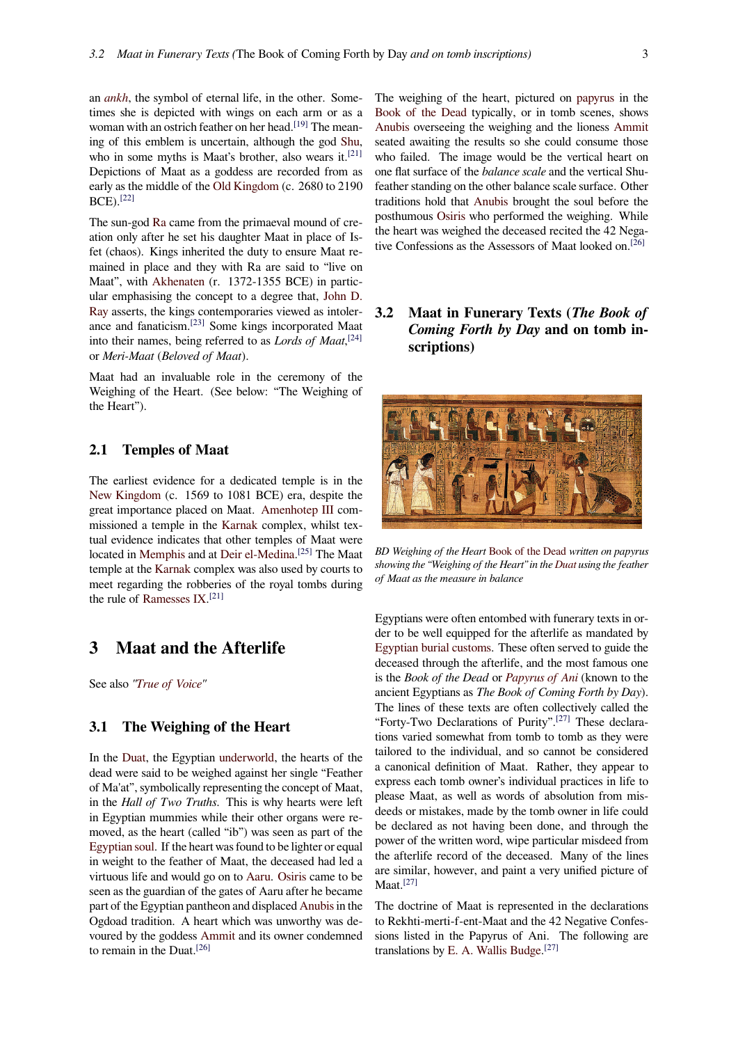an *ankh*, the symbol of eternal life, in the other. Sometimes she is depicted with wings on each arm or as a woman with an ostrich feather on her head.[19] The meaning of this emblem is uncertain, although the god Shu, who in some myths is Maat's brother, also wears it.[21] Depictions of Maat as a goddess are recorded from as early as the middle of the Old Kingdom (c. 2680 to 2190 BCE).[22]

The sun-god Ra came from the primaeval mound of creation only after he set his daughter Maat in place of Isfet (chaos). Kings inherited the duty to ensure Maat remained in place and they with Ra are said to "live on Maat", with Akhenaten (r. 1372-1355 BCE) in particular emphasising the concept to a degree that, John D. Ray asserts, the kings contemporaries viewed as intolerance and fanaticism.[23] Some kings incorporated Maat into their names, being referred to as *Lords of Maat*,[24] or *Meri-Maat* (*Beloved of Maat*).

Maat had an invaluable role in the ceremony of the Weighing of the Heart. (See below: "The Weighing of the Heart").

## 2.1 Temples of Maat

The earliest evidence for a dedicated temple is in the New Kingdom (c. 1569 to 1081 BCE) era, despite the great importance placed on Maat. Amenhotep III commissioned a temple in the Karnak complex, whilst textual evidence indicates that other temples of Maat were located in Memphis and at Deir el-Medina.[25] The Maat temple at the Karnak complex was also used by courts to meet regarding the robberies of the royal tombs during the rule of Ramesses IX.[21]

# 3 Maat and the Afterlife

See also *"True of Voice"*

## 3.1 The Weighing of the Heart

In the Duat, the Egyptian underworld, the hearts of the dead were said to be weighed against her single "Feather of Ma'at", symbolically representing the concept of Maat, in the *Hall of Two Truths*. This is why hearts were left in Egyptian mummies while their other organs were removed, as the heart (called "ib") was seen as part of the Egyptian soul. If the heart was found to be lighter or equal in weight to the feather of Maat, the deceased had led a virtuous life and would go on to Aaru. Osiris came to be seen as the guardian of the gates of Aaru after he became part of the Egyptian pantheon and displaced Anubis in the Ogdoad tradition. A heart which was unworthy was devoured by the goddess Ammit and its owner condemned to remain in the Duat.[26]

The weighing of the heart, pictured on papyrus in the Book of the Dead typically, or in tomb scenes, shows Anubis overseeing the weighing and the lioness Ammit seated awaiting the results so she could consume those who failed. The image would be the vertical heart on one flat surface of the *balance scale* and the vertical Shu-feather standing on the other balance scale surface. Other traditions hold that Anubis brought the soul before the posthumous Osiris who performed the weighing. While the heart was weighed the deceased recited the 42 Negative Confessions as the Assessors of Maat looked on.[26]

## 3.2 Maat in Funerary Texts (*The Book of Coming Forth by Day* and on tomb inscriptions)

*BD Weighing of the Heart Book of the Dead written on papyrus showing the "Weighing of the Heart" in the Duat using the feather of Maat as the measure in balance*

Egyptians were often entombed with funerary texts in order to be well equipped for the afterlife as mandated by Egyptian burial customs. These often served to guide the deceased through the afterlife, and the most famous one is the *Book of the Dead* or *Papyrus of Ani* (known to the ancient Egyptians as *The Book of Coming Forth by Day*). The lines of these texts are often collectively called the "Forty-Two Declarations of Purity".[27] These declarations varied somewhat from tomb to tomb as they were tailored to the individual, and so cannot be considered a canonical definition of Maat. Rather, they appear to express each tomb owner's individual practices in life to please Maat, as well as words of absolution from misdeeds or mistakes, made by the tomb owner in life could be declared as not having been done, and through the power of the written word, wipe particular misdeed from the afterlife record of the deceased. Many of the lines are similar, however, and paint a very unified picture of Maat.[27]

The doctrine of Maat is represented in the declarations to Rekhti-merti-f-ent-Maat and the 42 Negative Confessions listed in the Papyrus of Ani. The following are translations by E. A. Wallis Budge.[27]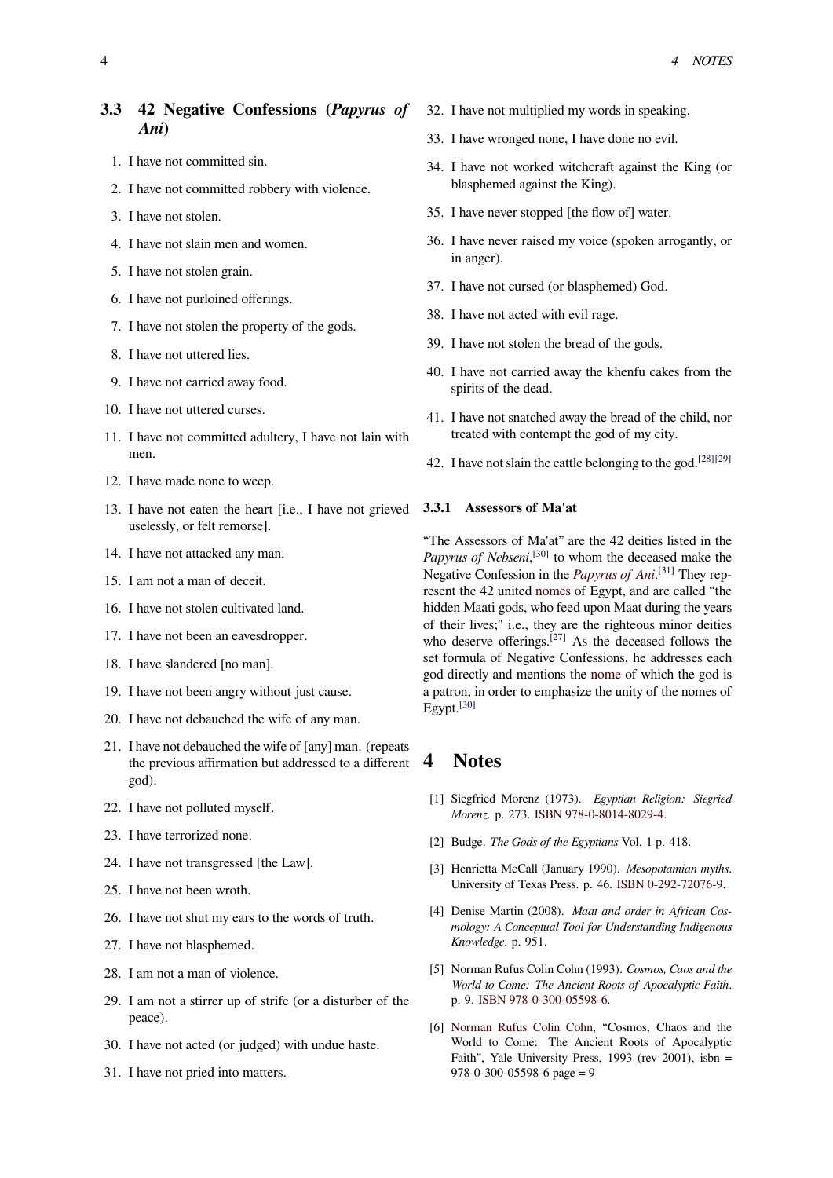### 3.3 42 Negative Confessions (*Papyrus of Ani*)

1. I have not committed sin.
2. I have not committed robbery with violence.
3. I have not stolen.
4. I have not slain men and women.
5. I have not stolen grain.
6. I have not purloined offerings.
7. I have not stolen the property of the gods.
8. I have not uttered lies.
9. I have not carried away food.
10. I have not uttered curses.
11. I have not committed adultery, I have not lain with men.
12. I have made none to weep.
13. I have not eaten the heart [i.e., I have not grieved uselessly, or felt remorse].
14. I have not attacked any man.
15. I am not a man of deceit.
16. I have not stolen cultivated land.
17. I have not been an eavesdropper.
18. I have slandered [no man].
19. I have not been angry without just cause.
20. I have not debauched the wife of any man.
21. I have not debauched the wife of [any] man. (repeats the previous affirmation but addressed to a different god).
22. I have not polluted myself.
23. I have terrorized none.
24. I have not transgressed [the Law].
25. I have not been wroth.
26. I have not shut my ears to the words of truth.
27. I have not blasphemed.
28. I am not a man of violence.
29. I am not a stirrer up of strife (or a disturber of the peace).
30. I have not acted (or judged) with undue haste.
31. I have not pried into matters.
32. I have not multiplied my words in speaking.
33. I have wronged none, I have done no evil.
34. I have not worked witchcraft against the King (or blasphemed against the King).
35. I have never stopped [the flow of] water.
36. I have never raised my voice (spoken arrogantly, or in anger).
37. I have not cursed (or blasphemed) God.
38. I have not acted with evil rage.
39. I have not stolen the bread of the gods.
40. I have not carried away the khenfu cakes from the spirits of the dead.
41. I have not snatched away the bread of the child, nor treated with contempt the god of my city.
42. I have not slain the cattle belonging to the god.[28][29]

#### 3.3.1 Assessors of Ma'at

“The Assessors of Ma'at” are the 42 deities listed in the *Papyrus of Nebseni*,[30] to whom the deceased make the Negative Confession in the *Papyrus of Ani*.[31] They represent the 42 united nomes of Egypt, and are called “the hidden Maati gods, who feed upon Maat during the years of their lives;" i.e., they are the righteous minor deities who deserve offerings.[27] As the deceased follows the set formula of Negative Confessions, he addresses each god directly and mentions the nome of which the god is a patron, in order to emphasize the unity of the nomes of Egypt.[30]

# 4 Notes

[1] Siegfried Morenz (1973). *Egyptian Religion: Siegried Morenz*. p. 273. ISBN 978-0-8014-8029-4.

[2] Budge. *The Gods of the Egyptians* Vol. 1 p. 418.

[3] Henrietta McCall (January 1990). *Mesopotamian myths*. University of Texas Press. p. 46. ISBN 0-292-72076-9.

[4] Denise Martin (2008). *Maat and order in African Cosmology: A Conceptual Tool for Understanding Indigenous Knowledge*. p. 951.

[5] Norman Rufus Colin Cohn (1993). *Cosmos, Caos and the World to Come: The Ancient Roots of Apocalyptic Faith*. p. 9. ISBN 978-0-300-05598-6.

[6] Norman Rufus Colin Cohn, “Cosmos, Chaos and the World to Come: The Ancient Roots of Apocalyptic Faith”, Yale University Press, 1993 (rev 2001), isbn = 978-0-300-05598-6 page = 9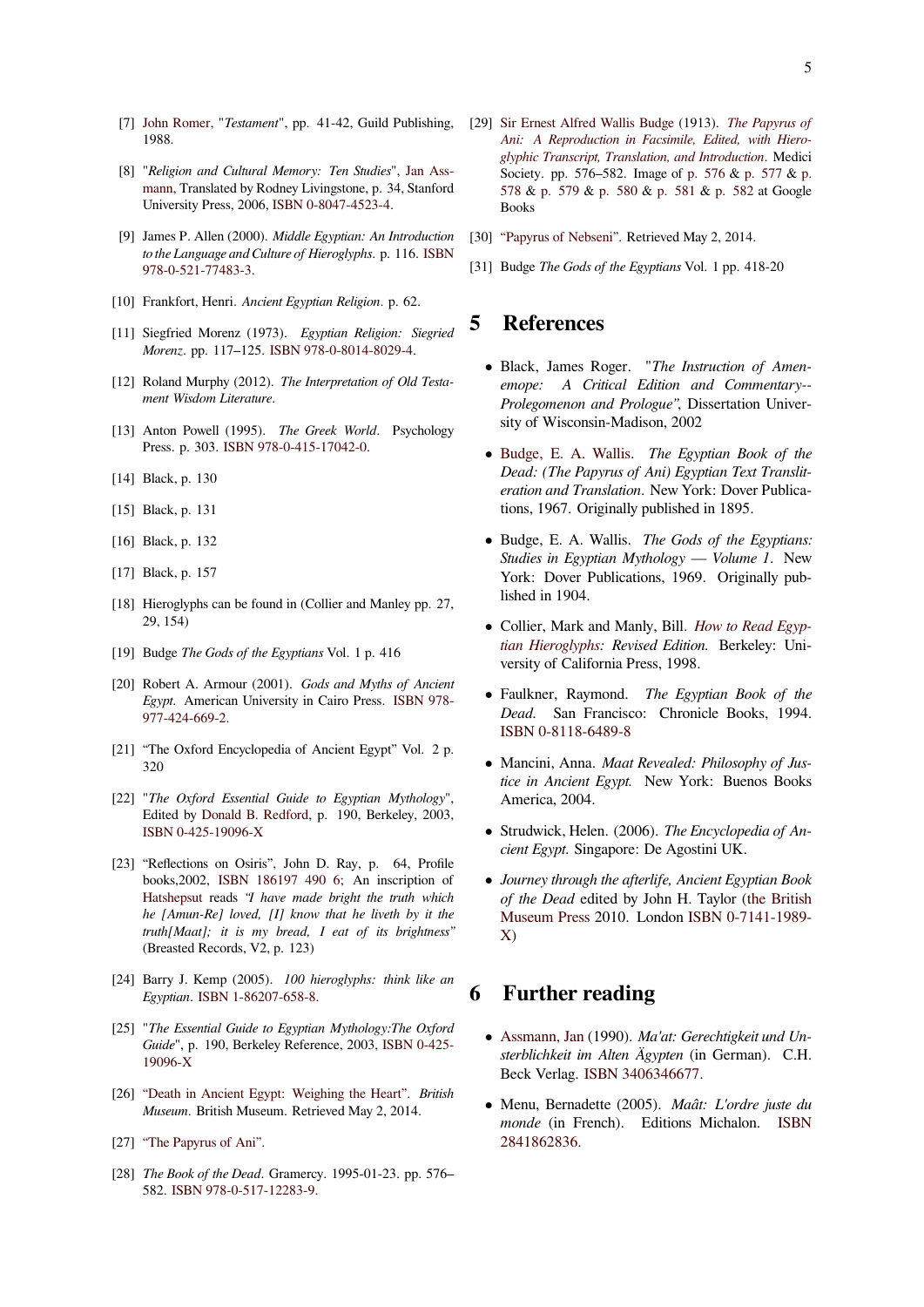[7] John Romer, "*Testament*", pp. 41-42, Guild Publishing, 1988.

[8] "*Religion and Cultural Memory: Ten Studies*", Jan Assmann, Translated by Rodney Livingstone, p. 34, Stanford University Press, 2006, ISBN 0-8047-4523-4.

[9] James P. Allen (2000). *Middle Egyptian: An Introduction to the Language and Culture of Hieroglyphs*. p. 116. ISBN 978-0-521-77483-3.

[10] Frankfort, Henri. *Ancient Egyptian Religion*. p. 62.

[11] Siegfried Morenz (1973). *Egyptian Religion: Siegried Morenz*. pp. 117–125. ISBN 978-0-8014-8029-4.

[12] Roland Murphy (2012). *The Interpretation of Old Testament Wisdom Literature*.

[13] Anton Powell (1995). *The Greek World*. Psychology Press. p. 303. ISBN 978-0-415-17042-0.

[14] Black, p. 130

[15] Black, p. 131

[16] Black, p. 132

[17] Black, p. 157

[18] Hieroglyphs can be found in (Collier and Manley pp. 27, 29, 154)

[19] Budge *The Gods of the Egyptians* Vol. 1 p. 416

[20] Robert A. Armour (2001). *Gods and Myths of Ancient Egypt*. American University in Cairo Press. ISBN 978-977-424-669-2.

[21] "The Oxford Encyclopedia of Ancient Egypt" Vol. 2 p. 320

[22] "*The Oxford Essential Guide to Egyptian Mythology*", Edited by Donald B. Redford, p. 190, Berkeley, 2003, ISBN 0-425-19096-X

[23] "Reflections on Osiris", John D. Ray, p. 64, Profile books,2002, ISBN 186197 490 6; An inscription of Hatshepsut reads *"I have made bright the truth which he [Amun-Re] loved, [I] know that he liveth by it the truth[Maat]; it is my bread, I eat of its brightness"* (Breasted Records, V2, p. 123)

[24] Barry J. Kemp (2005). *100 hieroglyphs: think like an Egyptian*. ISBN 1-86207-658-8.

[25] "*The Essential Guide to Egyptian Mythology:The Oxford Guide*", p. 190, Berkeley Reference, 2003, ISBN 0-425-19096-X

[26] "Death in Ancient Egypt: Weighing the Heart". *British Museum*. British Museum. Retrieved May 2, 2014.

[27] "The Papyrus of Ani".

[28] *The Book of the Dead*. Gramercy. 1995-01-23. pp. 576–582. ISBN 978-0-517-12283-9.

[29] Sir Ernest Alfred Wallis Budge (1913). *The Papyrus of Ani: A Reproduction in Facsimile, Edited, with Hieroglyphic Transcript, Translation, and Introduction*. Medici Society. pp. 576–582. Image of p. 576 & p. 577 & p. 578 & p. 579 & p. 580 & p. 581 & p. 582 at Google Books

[30] "Papyrus of Nebseni". Retrieved May 2, 2014.

[31] Budge *The Gods of the Egyptians* Vol. 1 pp. 418-20

## 5 References

- Black, James Roger. "*The Instruction of Amenemope: A Critical Edition and Commentary--Prolegomenon and Prologue"*, Dissertation University of Wisconsin-Madison, 2002
- Budge, E. A. Wallis. *The Egyptian Book of the Dead: (The Papyrus of Ani) Egyptian Text Transliteration and Translation*. New York: Dover Publications, 1967. Originally published in 1895.
- Budge, E. A. Wallis. *The Gods of the Egyptians: Studies in Egyptian Mythology — Volume 1*. New York: Dover Publications, 1969. Originally published in 1904.
- Collier, Mark and Manly, Bill. *How to Read Egyptian Hieroglyphs: Revised Edition.* Berkeley: University of California Press, 1998.
- Faulkner, Raymond. *The Egyptian Book of the Dead.* San Francisco: Chronicle Books, 1994. ISBN 0-8118-6489-8
- Mancini, Anna. *Maat Revealed: Philosophy of Justice in Ancient Egypt.* New York: Buenos Books America, 2004.
- Strudwick, Helen. (2006). *The Encyclopedia of Ancient Egypt.* Singapore: De Agostini UK.
- *Journey through the afterlife, Ancient Egyptian Book of the Dead* edited by John H. Taylor (the British Museum Press 2010. London ISBN 0-7141-1989-X)

## 6 Further reading

- Assmann, Jan (1990). *Ma'at: Gerechtigkeit und Unsterblichkeit im Alten Ägypten* (in German). C.H. Beck Verlag. ISBN 3406346677.
- Menu, Bernadette (2005). *Maât: L'ordre juste du monde* (in French). Editions Michalon. ISBN 2841862836.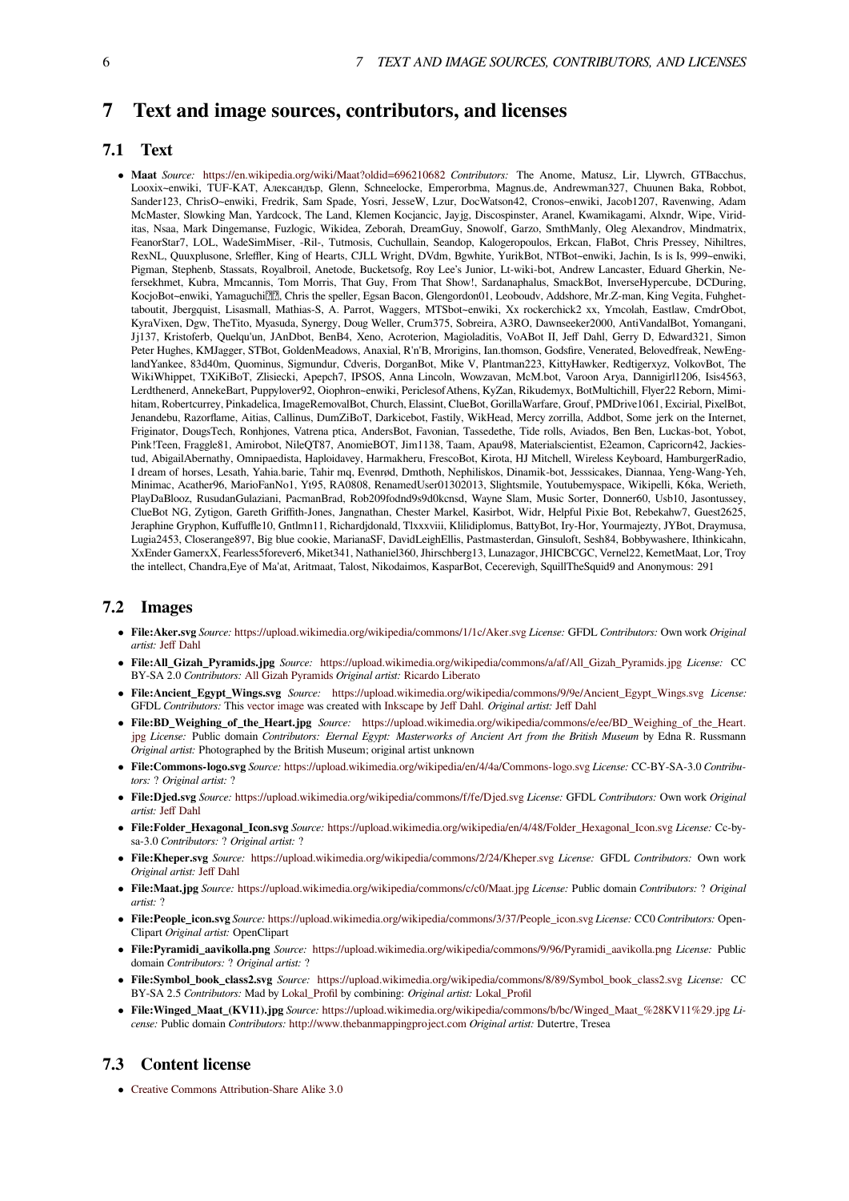# 7 Text and image sources, contributors, and licenses

## 7.1 Text

- **Maat** *Source:* https://en.wikipedia.org/wiki/Maat?oldid=696210682 *Contributors:* The Anome, Matusz, Lir, Llywrch, GTBacchus, Looxix~enwiki, TUF-KAT, Александър, Glenn, Schneelocke, Emperorbma, Magnus.de, Andrewman327, Chuunen Baka, Robbot, Sander123, ChrisO~enwiki, Fredrik, Sam Spade, Yosri, JesseW, Lzur, DocWatson42, Cronos~enwiki, Jacob1207, Ravenwing, Adam McMaster, Slowking Man, Yardcock, The Land, Klemen Kocjancic, Jayjg, Discospinster, Aranel, Kwamikagami, Alxndr, Wipe, Viriditas, Nsaa, Mark Dingemanse, Fuzlogic, Wikidea, Zeborah, DreamGuy, Snowolf, Garzo, SmthManly, Oleg Alexandrov, Mindmatrix, FeanorStar7, LOL, WadeSimMiser, -Ril-, Tutmosis, Cuchullain, Seandop, Kalogeropoulos, Erkcan, FlaBot, Chris Pressey, Nihiltres, RexNL, Quuxplusone, Srleffler, King of Hearts, CJLL Wright, DVdm, Bgwhite, YurikBot, NTBot~enwiki, Jachin, Is is Is, 999~enwiki, Pigman, Stephenb, Stassats, Royalbroil, Anetode, Bucketsofg, Roy Lee's Junior, Lt-wiki-bot, Andrew Lancaster, Eduard Gherkin, Nefersekhmet, Kubra, Mmcannis, Tom Morris, That Guy, From That Show!, Sardanaphalus, SmackBot, InverseHypercube, DCDuring, KocjoBot~enwiki, Yamaguchi??, Chris the speller, Egsan Bacon, Glengordon01, Leoboudv, Addshore, Mr.Z-man, King Vegita, Fuhghettaboutit, Jbergquist, Lisasmall, Mathias-S, A. Parrot, Waggers, MTSbot~enwiki, Xx rockerchick2 xx, Ymcolah, Eastlaw, CmdrObot, KyraVixen, Dgw, TheTito, Myasuda, Synergy, Doug Weller, Crum375, Sobreira, A3RO, Dawnseeker2000, AntiVandalBot, Yomangani, Jj137, Kristoferb, Quelqu'un, JAnDbot, BenB4, Xeno, Acroterion, Magioladitis, VoABot II, Jeff Dahl, Gerry D, Edward321, Simon Peter Hughes, KMJagger, STBot, GoldenMeadows, Anaxial, R'n'B, Mrorigins, Ian.thomson, Godsfire, Venerated, Belovedfreak, NewEnglandYankee, 83d40m, Quominus, Sigmundur, Cdveris, DorganBot, Mike V, Plantman223, KittyHawker, Redtigerxyz, VolkovBot, The WikiWhippet, TXiKiBoT, Zlisiecki, Apepch7, IPSOS, Anna Lincoln, Wowzavan, McM.bot, Varoon Arya, Dannigirl1206, Isis4563, Lerdthenerd, AnnekeBart, Puppylover92, Oiophron~enwiki, PericlesofAthens, KyZan, Rikudemyx, BotMultichill, Flyer22 Reborn, Mimihitam, Robertcurrey, Pinkadelica, ImageRemovalBot, Church, Elassint, ClueBot, GorillaWarfare, Grouf, PMDrive1061, Excirial, PixelBot, Jenandebu, Razorflame, Aitias, Callinus, DumZiBoT, Darkicebot, Fastily, WikHead, Mercy zorrilla, Addbot, Some jerk on the Internet, Friginator, DougsTech, Ronhjones, Vatrena ptica, AndersBot, Favonian, Tassedethe, Tide rolls, Aviados, Ben Ben, Luckas-bot, Yobot, Pink!Teen, Fraggle81, Amirobot, NileQT87, AnomieBOT, Jim1138, Taam, Apau98, Materialscientist, E2eamon, Capricorn42, Jackiestud, AbigailAbernathy, Omnipaedista, Haploidavey, Harmakheru, FrescoBot, Kirota, HJ Mitchell, Wireless Keyboard, HamburgerRadio, I dream of horses, Lesath, Yahia.barie, Tahir mq, Evenrød, Dmthoth, Nephiliskos, Dinamik-bot, Jesssicakes, Diannaa, Yeng-Wang-Yeh, Minimac, Acather96, MarioFanNo1, Yt95, RA0808, RenamedUser01302013, Slightsmile, Youtubemyspace, Wikipelli, K6ka, Werieth, PlayDaBlooz, RusudanGulaziani, PacmanBrad, Rob209fodnd9s9d0kcnsd, Wayne Slam, Music Sorter, Donner60, Usb10, Jasontussey, ClueBot NG, Zytigon, Gareth Griffith-Jones, Jangnathan, Chester Markel, Kasirbot, Widr, Helpful Pixie Bot, Rebekahw7, Guest2625, Jeraphine Gryphon, Kuffuffle10, Gntlmn11, Richardjdonald, Tlxxxviii, Klilidiplomus, BattyBot, Iry-Hor, Yourmajezty, JYBot, Draymusa, Lugia2453, Closerange897, Big blue cookie, MarianaSF, DavidLeighEllis, Pastmasterdan, Ginsuloft, Sesh84, Bobbywashere, Ithinkicahn, XxEnder GamerxX, Fearless5forever6, Miket341, Nathaniel360, Jhirschberg13, Lunazagor, JHICBCGC, Vernel22, KemetMaat, Lor, Troy the intellect, Chandra,Eye of Ma'at, Aritmaat, Talost, Nikodaimos, KasparBot, Cecerevigh, SquillTheSquid9 and Anonymous: 291

## 7.2 Images

- **File:Aker.svg** *Source:* https://upload.wikimedia.org/wikipedia/commons/1/1c/Aker.svg *License:* GFDL *Contributors:* Own work *Original artist:* Jeff Dahl
- **File:All_Gizah_Pyramids.jpg** *Source:* https://upload.wikimedia.org/wikipedia/commons/a/af/All_Gizah_Pyramids.jpg *License:* CC BY-SA 2.0 *Contributors:* All Gizah Pyramids *Original artist:* Ricardo Liberato
- **File:Ancient_Egypt_Wings.svg** *Source:* https://upload.wikimedia.org/wikipedia/commons/9/9e/Ancient_Egypt_Wings.svg *License:* GFDL *Contributors:* This vector image was created with Inkscape by Jeff Dahl. *Original artist:* Jeff Dahl
- **File:BD_Weighing_of_the_Heart.jpg** *Source:* https://upload.wikimedia.org/wikipedia/commons/e/ee/BD_Weighing_of_the_Heart.jpg *License:* Public domain *Contributors:* *Eternal Egypt: Masterworks of Ancient Art from the British Museum* by Edna R. Russmann *Original artist:* Photographed by the British Museum; original artist unknown
- **File:Commons-logo.svg** *Source:* https://upload.wikimedia.org/wikipedia/en/4/4a/Commons-logo.svg *License:* CC-BY-SA-3.0 *Contributors:* ? *Original artist:* ?
- **File:Djed.svg** *Source:* https://upload.wikimedia.org/wikipedia/commons/f/fe/Djed.svg *License:* GFDL *Contributors:* Own work *Original artist:* Jeff Dahl
- **File:Folder_Hexagonal_Icon.svg** *Source:* https://upload.wikimedia.org/wikipedia/en/4/48/Folder_Hexagonal_Icon.svg *License:* Cc-by-sa-3.0 *Contributors:* ? *Original artist:* ?
- **File:Kheper.svg** *Source:* https://upload.wikimedia.org/wikipedia/commons/2/24/Kheper.svg *License:* GFDL *Contributors:* Own work *Original artist:* Jeff Dahl
- **File:Maat.jpg** *Source:* https://upload.wikimedia.org/wikipedia/commons/c/c0/Maat.jpg *License:* Public domain *Contributors:* ? *Original artist:* ?
- **File:People_icon.svg** *Source:* https://upload.wikimedia.org/wikipedia/commons/3/37/People_icon.svg *License:* CC0 *Contributors:* OpenClipart *Original artist:* OpenClipart
- **File:Pyramidi_aavikolla.png** *Source:* https://upload.wikimedia.org/wikipedia/commons/9/96/Pyramidi_aavikolla.png *License:* Public domain *Contributors:* ? *Original artist:* ?
- **File:Symbol_book_class2.svg** *Source:* https://upload.wikimedia.org/wikipedia/commons/8/89/Symbol_book_class2.svg *License:* CC BY-SA 2.5 *Contributors:* Mad by Lokal_Profil by combining: *Original artist:* Lokal_Profil
- **File:Winged_Maat_(KV11).jpg** *Source:* https://upload.wikimedia.org/wikipedia/commons/b/bc/Winged_Maat_%28KV11%29.jpg *License:* Public domain *Contributors:* http://www.thebanmappingproject.com *Original artist:* Dutertre, Tresea

## 7.3 Content license

- Creative Commons Attribution-Share Alike 3.0